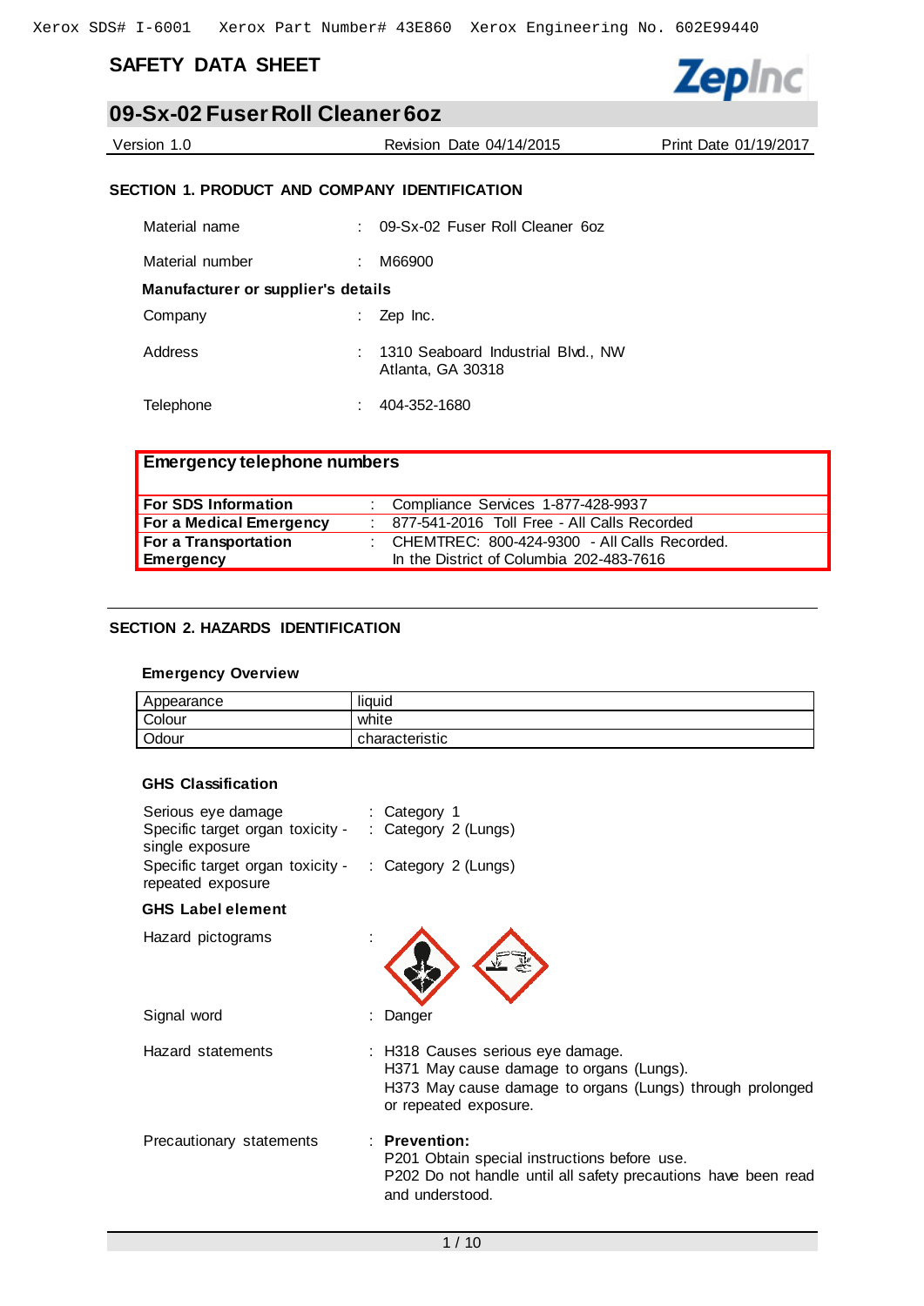Xerox SDS# I-6001 Xerox Part Number# 43E860 Xerox Engineering No. 602E99440

# SAFETY DATA SHEET

## 09-Sx-02 Fuser Roll Cleaner 6oz

Version 1.0 | Revision Date 04/14/2015 | Print Date 01/19/2017

### SECTION 1. PRODUCT AND COMPANY IDENTIFICATION

Material name : 09-Sx-02 Fuser Roll Cleaner 6oz

Material number : M66900

**Manufacturer or supplier's details**

Company : Zep Inc.

Address : 1310 Seaboard Industrial Blvd., NW
Atlanta, GA 30318

Telephone : 404-352-1680

| **Emergency telephone numbers** | |
|---|---|
| **For SDS Information** | Compliance Services 1-877-428-9937 |
| **For a Medical Emergency** | 877-541-2016 Toll Free - All Calls Recorded |
| **For a Transportation Emergency** | CHEMTREC: 800-424-9300 - All Calls Recorded. In the District of Columbia 202-483-7616 |

### SECTION 2. HAZARDS IDENTIFICATION

**Emergency Overview**

| Appearance | liquid |
|---|---|
| Colour | white |
| Odour | characteristic |

**GHS Classification**

Serious eye damage : Category 1

Specific target organ toxicity - single exposure : Category 2 (Lungs)

Specific target organ toxicity - repeated exposure : Category 2 (Lungs)

**GHS Label element**

Hazard pictograms :

Signal word : Danger

Hazard statements : H318 Causes serious eye damage.
H371 May cause damage to organs (Lungs).
H373 May cause damage to organs (Lungs) through prolonged or repeated exposure.

Precautionary statements : **Prevention:**
P201 Obtain special instructions before use.
P202 Do not handle until all safety precautions have been read and understood.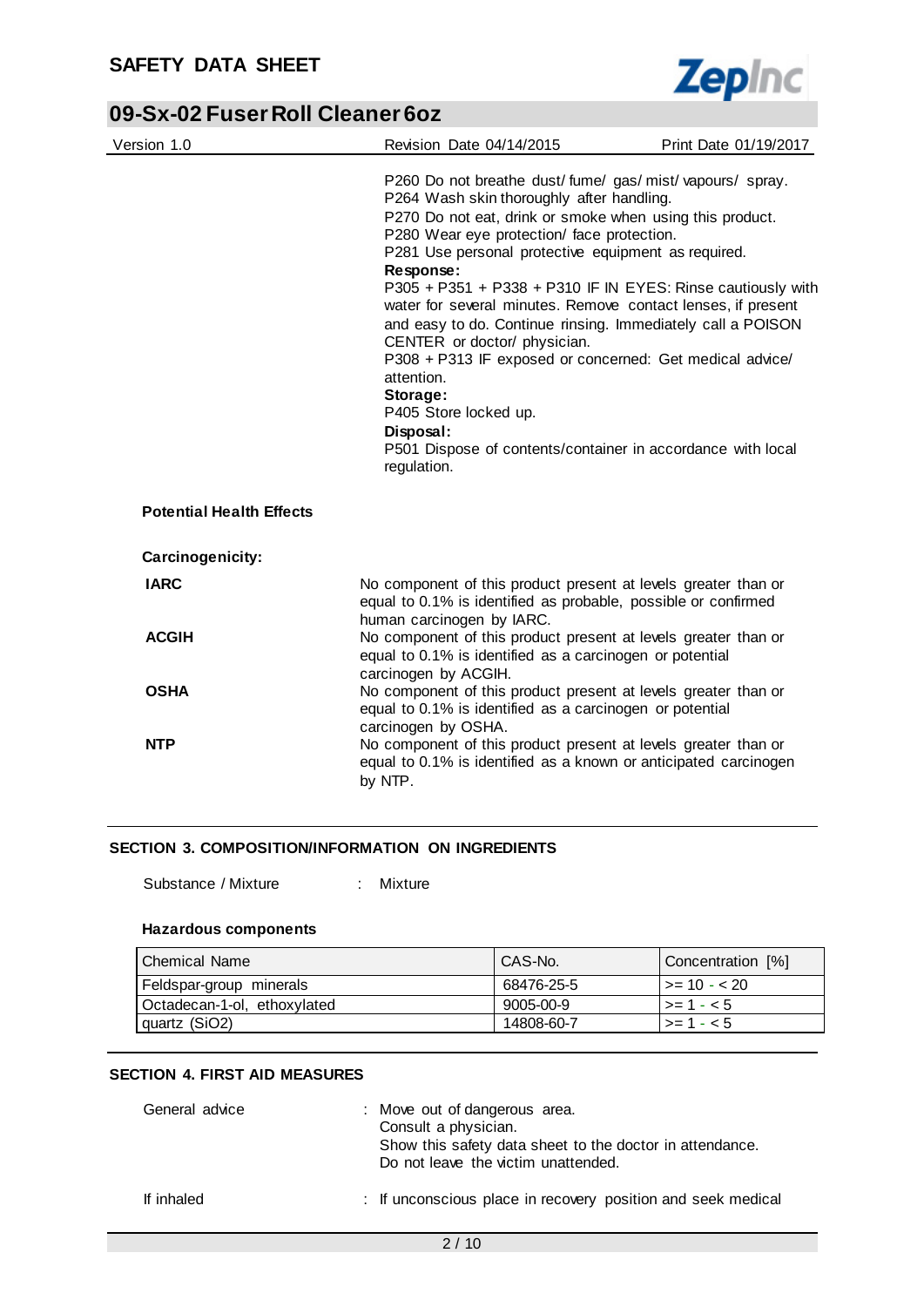P260 Do not breathe dust/ fume/ gas/ mist/ vapours/ spray.
P264 Wash skin thoroughly after handling.
P270 Do not eat, drink or smoke when using this product.
P280 Wear eye protection/ face protection.
P281 Use personal protective equipment as required.

**Response:**

P305 + P351 + P338 + P310 IF IN EYES: Rinse cautiously with water for several minutes. Remove contact lenses, if present and easy to do. Continue rinsing. Immediately call a POISON CENTER or doctor/ physician.
P308 + P313 IF exposed or concerned: Get medical advice/ attention.

**Storage:**

P405 Store locked up.

**Disposal:**

P501 Dispose of contents/container in accordance with local regulation.

**Potential Health Effects**

**Carcinogenicity:**

**IARC** No component of this product present at levels greater than or equal to 0.1% is identified as probable, possible or confirmed human carcinogen by IARC.

**ACGIH** No component of this product present at levels greater than or equal to 0.1% is identified as a carcinogen or potential carcinogen by ACGIH.

**OSHA** No component of this product present at levels greater than or equal to 0.1% is identified as a carcinogen or potential carcinogen by OSHA.

**NTP** No component of this product present at levels greater than or equal to 0.1% is identified as a known or anticipated carcinogen by NTP.

## SECTION 3. COMPOSITION/INFORMATION ON INGREDIENTS

Substance / Mixture : Mixture

**Hazardous components**

| Chemical Name | CAS-No. | Concentration [%] |
|---|---|---|
| Feldspar-group minerals | 68476-25-5 | >= 10 - < 20 |
| Octadecan-1-ol, ethoxylated | 9005-00-9 | >= 1 - < 5 |
| quartz ($SiO_2$) | 14808-60-7 | >= 1 - < 5 |

## SECTION 4. FIRST AID MEASURES

General advice : Move out of dangerous area.
Consult a physician.
Show this safety data sheet to the doctor in attendance.
Do not leave the victim unattended.

If inhaled : If unconscious place in recovery position and seek medical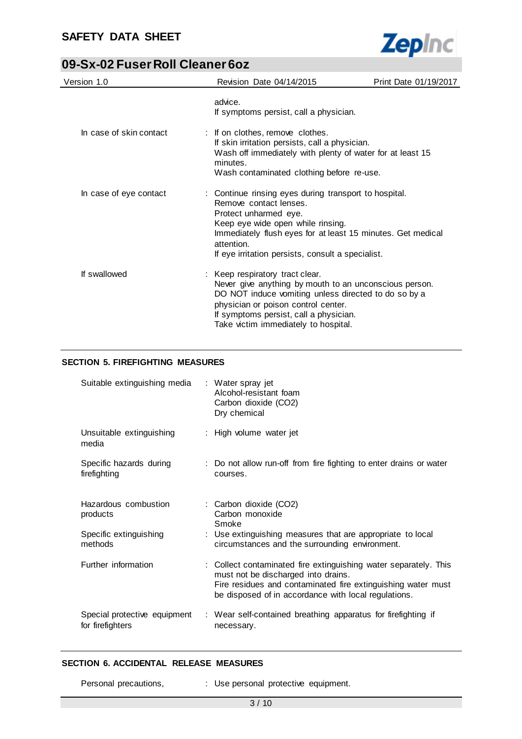| | |
|---|---|
| | advice. If symptoms persist, call a physician. |
| In case of skin contact | : If on clothes, remove clothes. If skin irritation persists, call a physician. Wash off immediately with plenty of water for at least 15 minutes. Wash contaminated clothing before re-use. |
| In case of eye contact | : Continue rinsing eyes during transport to hospital. Remove contact lenses. Protect unharmed eye. Keep eye wide open while rinsing. Immediately flush eyes for at least 15 minutes. Get medical attention. If eye irritation persists, consult a specialist. |
| If swallowed | : Keep respiratory tract clear. Never give anything by mouth to an unconscious person. DO NOT induce vomiting unless directed to do so by a physician or poison control center. If symptoms persist, call a physician. Take victim immediately to hospital. |

## SECTION 5. FIREFIGHTING MEASURES

| | |
|---|---|
| Suitable extinguishing media | : Water spray jet<br>Alcohol-resistant foam<br>Carbon dioxide ($CO_2$)<br>Dry chemical |
| Unsuitable extinguishing media | : High volume water jet |
| Specific hazards during firefighting | : Do not allow run-off from fire fighting to enter drains or water courses. |
| Hazardous combustion products | : Carbon dioxide ($CO_2$)<br>Carbon monoxide<br>Smoke |
| Specific extinguishing methods | : Use extinguishing measures that are appropriate to local circumstances and the surrounding environment. |
| Further information | : Collect contaminated fire extinguishing water separately. This must not be discharged into drains. Fire residues and contaminated fire extinguishing water must be disposed of in accordance with local regulations. |
| Special protective equipment for firefighters | : Wear self-contained breathing apparatus for firefighting if necessary. |

## SECTION 6. ACCIDENTAL RELEASE MEASURES

| | |
|---|---|
| Personal precautions, | : Use personal protective equipment. |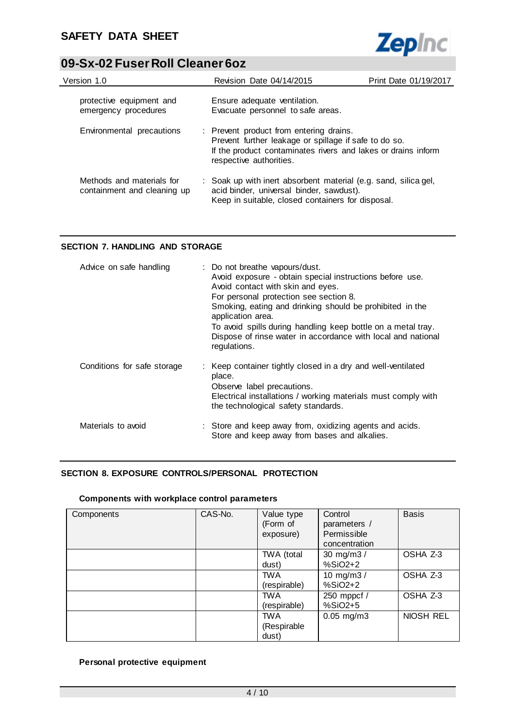| | | |
|---|---|---|
| protective equipment and emergency procedures | | Ensure adequate ventilation.<br>Evacuate personnel to safe areas. |
| Environmental precautions | : | Prevent product from entering drains.<br>Prevent further leakage or spillage if safe to do so.<br>If the product contaminates rivers and lakes or drains inform respective authorities. |
| Methods and materials for containment and cleaning up | : | Soak up with inert absorbent material (e.g. sand, silica gel, acid binder, universal binder, sawdust).<br>Keep in suitable, closed containers for disposal. |

## SECTION 7. HANDLING AND STORAGE

| | | |
|---|---|---|
| Advice on safe handling | : | Do not breathe vapours/dust.<br>Avoid exposure - obtain special instructions before use.<br>Avoid contact with skin and eyes.<br>For personal protection see section 8.<br>Smoking, eating and drinking should be prohibited in the application area.<br>To avoid spills during handling keep bottle on a metal tray.<br>Dispose of rinse water in accordance with local and national regulations. |
| Conditions for safe storage | : | Keep container tightly closed in a dry and well-ventilated place.<br>Observe label precautions.<br>Electrical installations / working materials must comply with the technological safety standards. |
| Materials to avoid | : | Store and keep away from, oxidizing agents and acids.<br>Store and keep away from bases and alkalies. |

## SECTION 8. EXPOSURE CONTROLS/PERSONAL PROTECTION

### Components with workplace control parameters

| Components | CAS-No. | Value type (Form of exposure) | Control parameters / Permissible concentration | Basis |
|---|---|---|---|---|
| | | TWA (total dust) | 30 mg/m3 / %SiO2+2 | OSHA Z-3 |
| | | TWA (respirable) | 10 mg/m3 / %SiO2+2 | OSHA Z-3 |
| | | TWA (respirable) | 250 mppcf / %SiO2+5 | OSHA Z-3 |
| | | TWA (Respirable dust) | 0.05 mg/m3 | NIOSH REL |

### Personal protective equipment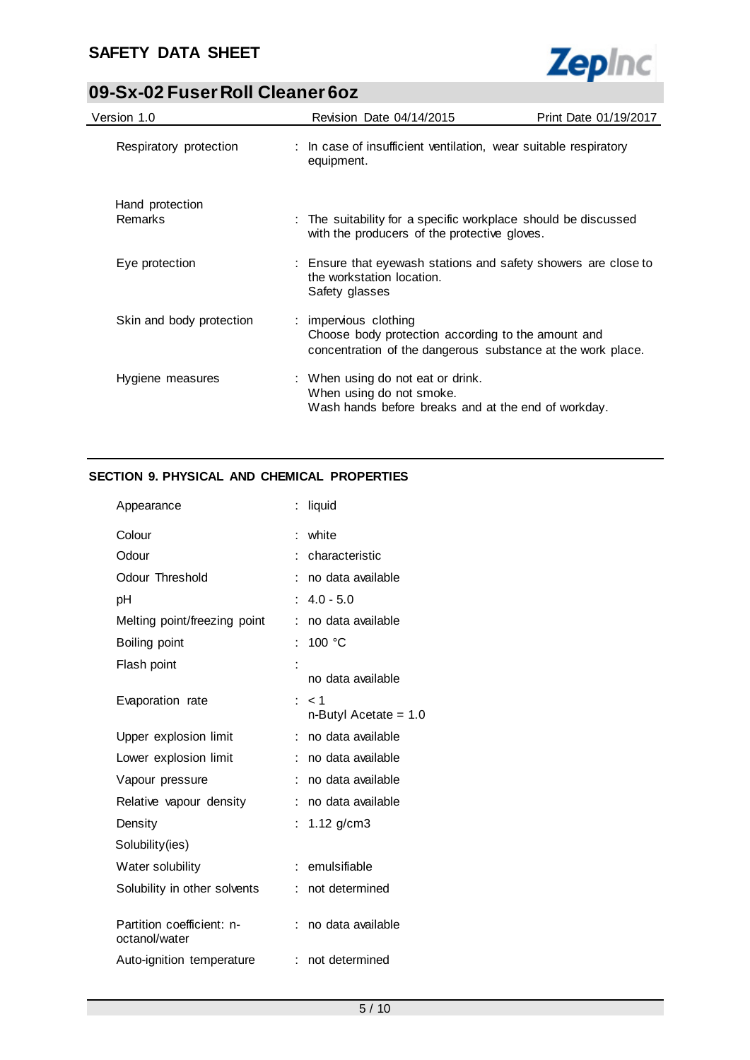| | |
|---|---|
| Respiratory protection | : In case of insufficient ventilation, wear suitable respiratory equipment. |
| Hand protection | |
| Remarks | : The suitability for a specific workplace should be discussed with the producers of the protective gloves. |
| Eye protection | : Ensure that eyewash stations and safety showers are close to the workstation location.<br>Safety glasses |
| Skin and body protection | : impervious clothing<br>Choose body protection according to the amount and concentration of the dangerous substance at the work place. |
| Hygiene measures | : When using do not eat or drink.<br>When using do not smoke.<br>Wash hands before breaks and at the end of workday. |

## SECTION 9. PHYSICAL AND CHEMICAL PROPERTIES

| | |
|---|---|
| Appearance | : liquid |
| Colour | : white |
| Odour | : characteristic |
| Odour Threshold | : no data available |
| pH | : 4.0 - 5.0 |
| Melting point/freezing point | : no data available |
| Boiling point | : 100 °C |
| Flash point | : no data available |
| Evaporation rate | : < 1<br>n-Butyl Acetate = 1.0 |
| Upper explosion limit | : no data available |
| Lower explosion limit | : no data available |
| Vapour pressure | : no data available |
| Relative vapour density | : no data available |
| Density | : 1.12 g/cm3 |
| Solubility(ies) | |
| Water solubility | : emulsifiable |
| Solubility in other solvents | : not determined |
| Partition coefficient: n-octanol/water | : no data available |
| Auto-ignition temperature | : not determined |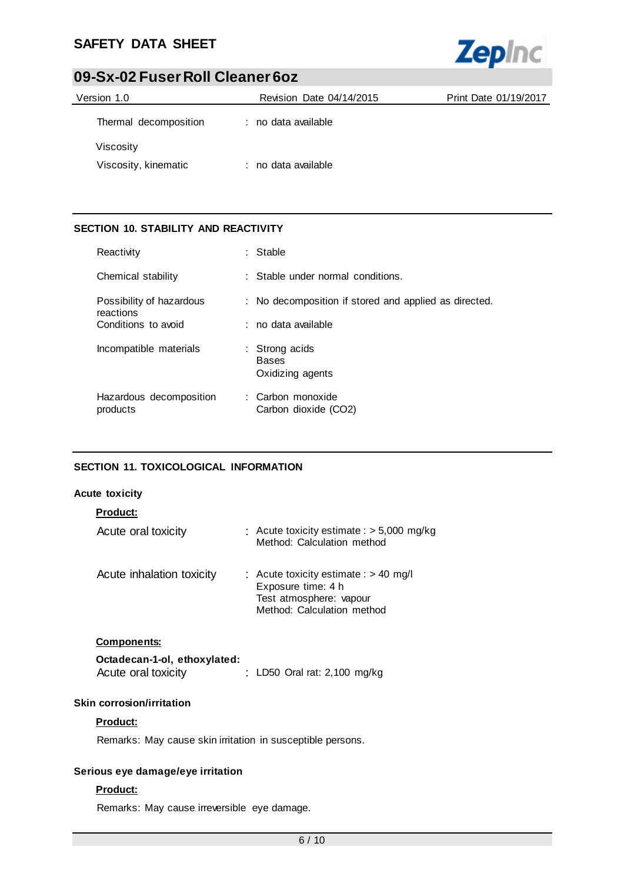Thermal decomposition : no data available

Viscosity

Viscosity, kinematic : no data available

## SECTION 10. STABILITY AND REACTIVITY

| | |
|---|---|
| Reactivity | : Stable |
| Chemical stability | : Stable under normal conditions. |
| Possibility of hazardous reactions | : No decomposition if stored and applied as directed. |
| Conditions to avoid | : no data available |
| Incompatible materials | : Strong acids<br>Bases<br>Oxidizing agents |
| Hazardous decomposition products | : Carbon monoxide<br>Carbon dioxide ($CO_2$) |

## SECTION 11. TOXICOLOGICAL INFORMATION

**Acute toxicity**

**Product:**

Acute oral toxicity : Acute toxicity estimate : > 5,000 mg/kg
Method: Calculation method

Acute inhalation toxicity : Acute toxicity estimate : > 40 mg/l
Exposure time: 4 h
Test atmosphere: vapour
Method: Calculation method

**Components:**

**Octadecan-1-ol, ethoxylated:**

Acute oral toxicity : LD50 Oral rat: 2,100 mg/kg

**Skin corrosion/irritation**

**Product:**

Remarks: May cause skin irritation in susceptible persons.

**Serious eye damage/eye irritation**

**Product:**

Remarks: May cause irreversible eye damage.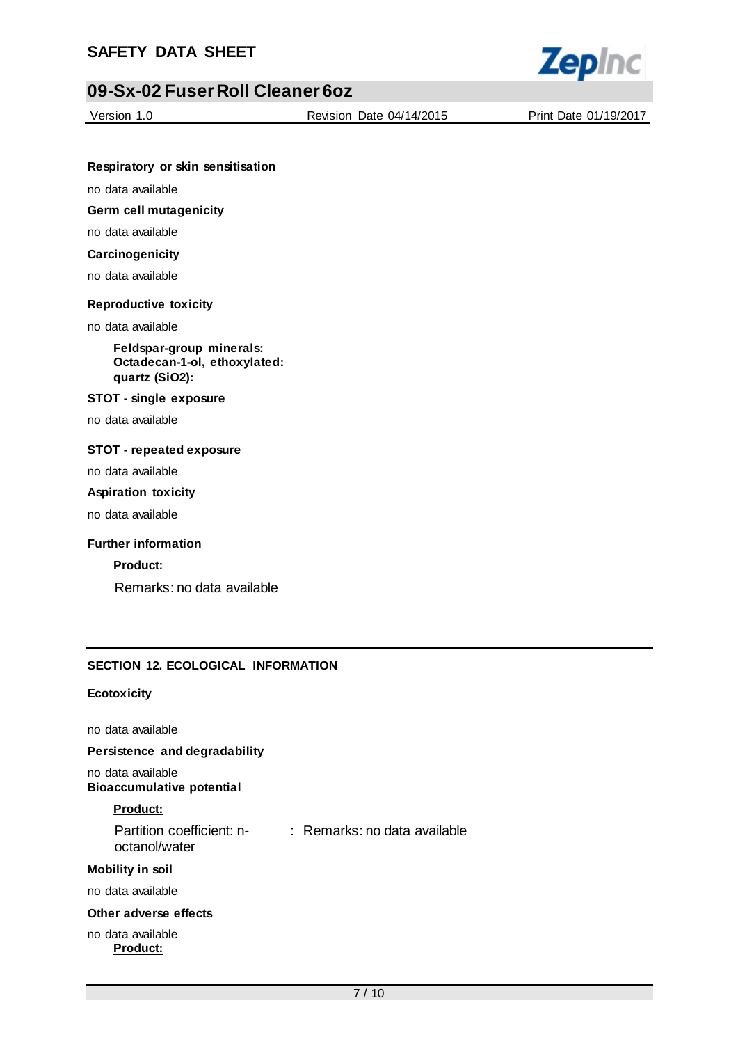**Respiratory or skin sensitisation**

no data available

**Germ cell mutagenicity**

no data available

**Carcinogenicity**

no data available

**Reproductive toxicity**

no data available

**Feldspar-group minerals:**
**Octadecan-1-ol, ethoxylated:**
**quartz ($SiO_2$):**

**STOT - single exposure**

no data available

**STOT - repeated exposure**

no data available

**Aspiration toxicity**

no data available

**Further information**

**Product:**

Remarks: no data available

## SECTION 12. ECOLOGICAL INFORMATION

**Ecotoxicity**

no data available

**Persistence and degradability**

no data available

**Bioaccumulative potential**

**Product:**

| | |
|---|---|
| Partition coefficient: n-octanol/water | : Remarks: no data available |

**Mobility in soil**

no data available

**Other adverse effects**

no data available

**Product:**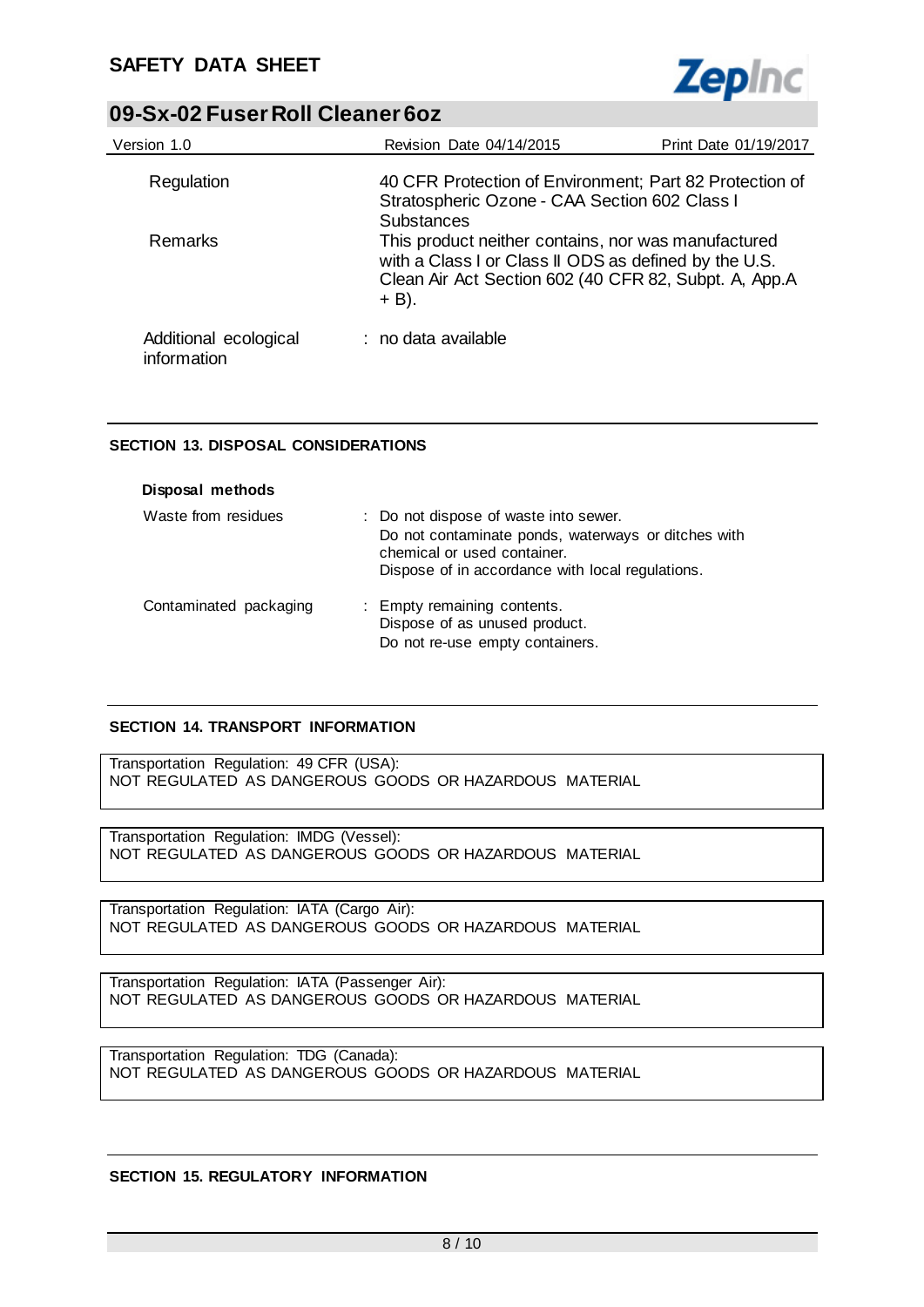| | |
|---|---|
| Regulation | 40 CFR Protection of Environment; Part 82 Protection of Stratospheric Ozone - CAA Section 602 Class I Substances |
| Remarks | This product neither contains, nor was manufactured with a Class I or Class II ODS as defined by the U.S. Clean Air Act Section 602 (40 CFR 82, Subpt. A, App.A + B). |

Additional ecological information : no data available

## SECTION 13. DISPOSAL CONSIDERATIONS

**Disposal methods**

Waste from residues : Do not dispose of waste into sewer.
Do not contaminate ponds, waterways or ditches with chemical or used container.
Dispose of in accordance with local regulations.

Contaminated packaging : Empty remaining contents.
Dispose of as unused product.
Do not re-use empty containers.

## SECTION 14. TRANSPORT INFORMATION

Transportation Regulation: 49 CFR (USA):
NOT REGULATED AS DANGEROUS GOODS OR HAZARDOUS MATERIAL

Transportation Regulation: IMDG (Vessel):
NOT REGULATED AS DANGEROUS GOODS OR HAZARDOUS MATERIAL

Transportation Regulation: IATA (Cargo Air):
NOT REGULATED AS DANGEROUS GOODS OR HAZARDOUS MATERIAL

Transportation Regulation: IATA (Passenger Air):
NOT REGULATED AS DANGEROUS GOODS OR HAZARDOUS MATERIAL

Transportation Regulation: TDG (Canada):
NOT REGULATED AS DANGEROUS GOODS OR HAZARDOUS MATERIAL

## SECTION 15. REGULATORY INFORMATION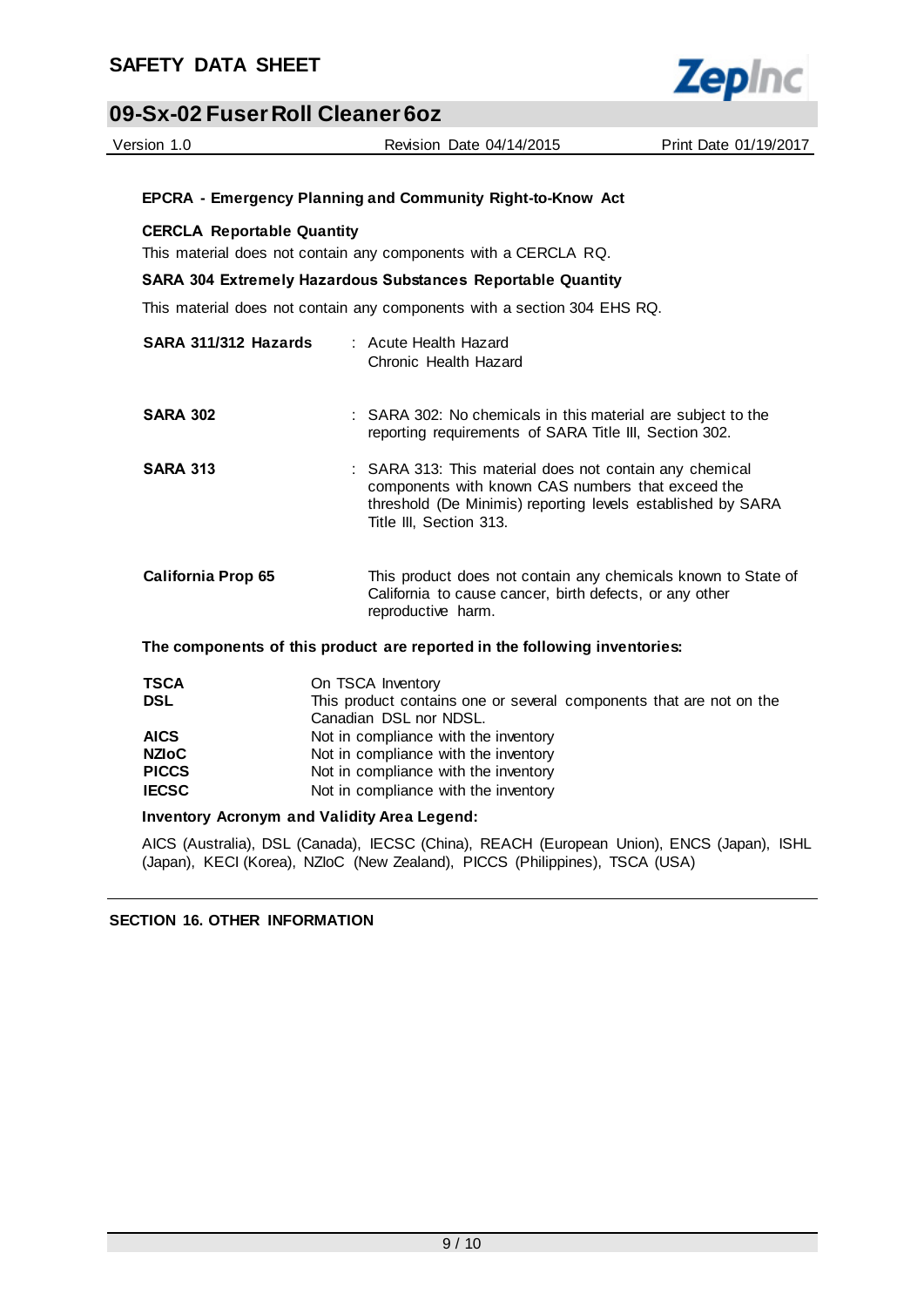**EPCRA - Emergency Planning and Community Right-to-Know Act**

**CERCLA Reportable Quantity**

This material does not contain any components with a CERCLA RQ.

**SARA 304 Extremely Hazardous Substances Reportable Quantity**

This material does not contain any components with a section 304 EHS RQ.

| | |
|---|---|
| **SARA 311/312 Hazards** | : Acute Health Hazard<br>Chronic Health Hazard |
| **SARA 302** | : SARA 302: No chemicals in this material are subject to the reporting requirements of SARA Title III, Section 302. |
| **SARA 313** | : SARA 313: This material does not contain any chemical components with known CAS numbers that exceed the threshold (De Minimis) reporting levels established by SARA Title III, Section 313. |
| **California Prop 65** | This product does not contain any chemicals known to State of California to cause cancer, birth defects, or any other reproductive harm. |

**The components of this product are reported in the following inventories:**

| | |
|---|---|
| **TSCA** | On TSCA Inventory |
| **DSL** | This product contains one or several components that are not on the Canadian DSL nor NDSL. |
| **AICS** | Not in compliance with the inventory |
| **NZIoC** | Not in compliance with the inventory |
| **PICCS** | Not in compliance with the inventory |
| **IECSC** | Not in compliance with the inventory |

**Inventory Acronym and Validity Area Legend:**

AICS (Australia), DSL (Canada), IECSC (China), REACH (European Union), ENCS (Japan), ISHL (Japan), KECI (Korea), NZIoC (New Zealand), PICCS (Philippines), TSCA (USA)

## SECTION 16. OTHER INFORMATION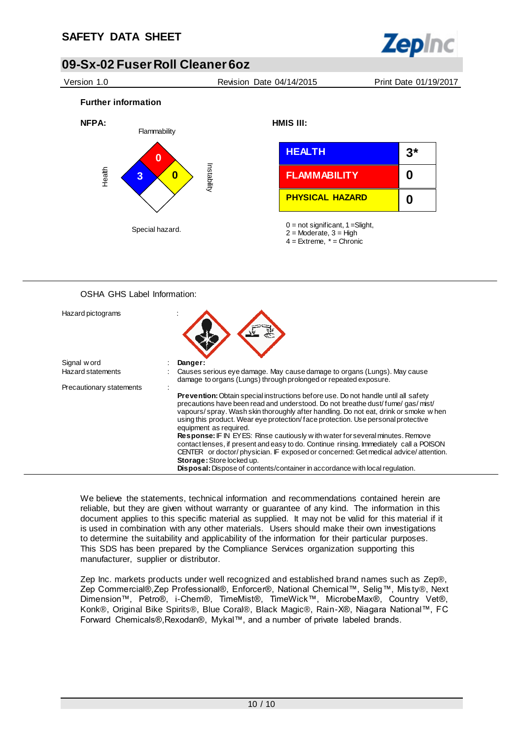## Further information

**NFPA:**

Flammability

0

Health

3

0

Instability

Special hazard.

**HMIS III:**

| | |
|---|---|
| HEALTH | 3* |
| FLAMMABILITY | 0 |
| PHYSICAL HAZARD | 0 |

0 = not significant, 1 =Slight,
2 = Moderate, 3 = High
4 = Extreme, * = Chronic

OSHA GHS Label Information:

| | | |
|---|---|---|
| Hazard pictograms | : | |
| Signal word | : | **Danger:** |
| Hazard statements | : | Causes serious eye damage. May cause damage to organs (Lungs). May cause damage to organs (Lungs) through prolonged or repeated exposure. |
| Precautionary statements | : | **Prevention:** Obtain special instructions before use. Do not handle until all safety precautions have been read and understood. Do not breathe dust/ fume/ gas/ mist/ vapours/ spray. Wash skin thoroughly after handling. Do not eat, drink or smoke when using this product. Wear eye protection/ face protection. Use personal protective equipment as required.<br>**Response:** IF IN EYES: Rinse cautiously with water for several minutes. Remove contact lenses, if present and easy to do. Continue rinsing. Immediately call a POISON CENTER or doctor/ physician. IF exposed or concerned: Get medical advice/ attention.<br>**Storage:** Store locked up.<br>**Disposal:** Dispose of contents/container in accordance with local regulation. |

We believe the statements, technical information and recommendations contained herein are reliable, but they are given without warranty or guarantee of any kind. The information in this document applies to this specific material as supplied. It may not be valid for this material if it is used in combination with any other materials. Users should make their own investigations to determine the suitability and applicability of the information for their particular purposes. This SDS has been prepared by the Compliance Services organization supporting this manufacturer, supplier or distributor.

Zep Inc. markets products under well recognized and established brand names such as Zep®, Zep Commercial®,Zep Professional®, Enforcer®, National Chemical™, Selig™, Misty®, Next Dimension™, Petro®, i-Chem®, TimeMist®, TimeWick™, MicrobeMax®, Country Vet®, Konk®, Original Bike Spirits®, Blue Coral®, Black Magic®, Rain-X®, Niagara National™, FC Forward Chemicals®,Rexodan®, Mykal™, and a number of private labeled brands.